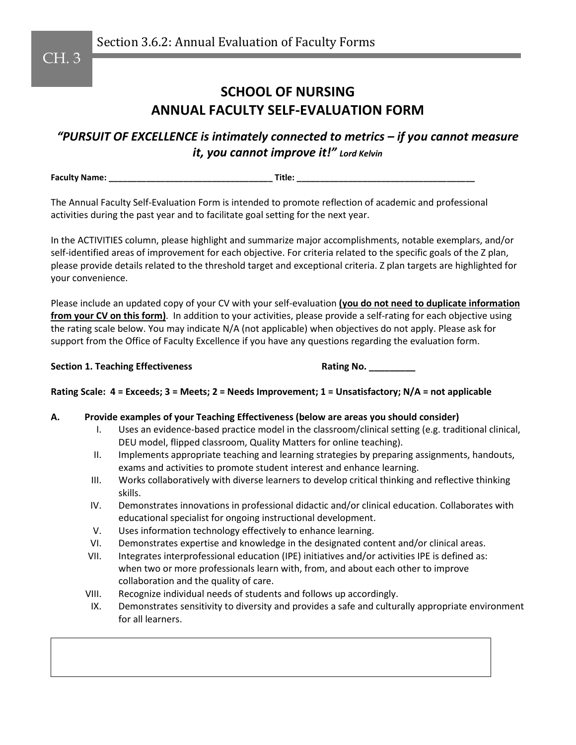# SCHOOL OF NURSING
# ANNUAL FACULTY SELF-EVALUATION FORM

***"PURSUIT OF EXCELLENCE is intimately connected to metrics – if you cannot measure it, you cannot improve it!"*** ***Lord Kelvin***

**Faculty Name:** ___________________________________ **Title:** ______________________________________

The Annual Faculty Self-Evaluation Form is intended to promote reflection of academic and professional activities during the past year and to facilitate goal setting for the next year.

In the ACTIVITIES column, please highlight and summarize major accomplishments, notable exemplars, and/or self-identified areas of improvement for each objective. For criteria related to the specific goals of the Z plan, please provide details related to the threshold target and exceptional criteria. Z plan targets are highlighted for your convenience.

Please include an updated copy of your CV with your self-evaluation **(you do not need to duplicate information from your CV on this form)**. In addition to your activities, please provide a self-rating for each objective using the rating scale below. You may indicate N/A (not applicable) when objectives do not apply. Please ask for support from the Office of Faculty Excellence if you have any questions regarding the evaluation form.

**Section 1. Teaching Effectiveness** **Rating No. _________**

**Rating Scale: 4 = Exceeds; 3 = Meets; 2 = Needs Improvement; 1 = Unsatisfactory; N/A = not applicable**

**A. Provide examples of your Teaching Effectiveness (below are areas you should consider)**

I. Uses an evidence-based practice model in the classroom/clinical setting (e.g. traditional clinical, DEU model, flipped classroom, Quality Matters for online teaching).

II. Implements appropriate teaching and learning strategies by preparing assignments, handouts, exams and activities to promote student interest and enhance learning.

III. Works collaboratively with diverse learners to develop critical thinking and reflective thinking skills.

IV. Demonstrates innovations in professional didactic and/or clinical education. Collaborates with educational specialist for ongoing instructional development.

V. Uses information technology effectively to enhance learning.

VI. Demonstrates expertise and knowledge in the designated content and/or clinical areas.

VII. Integrates interprofessional education (IPE) initiatives and/or activities IPE is defined as: when two or more professionals learn with, from, and about each other to improve collaboration and the quality of care.

VIII. Recognize individual needs of students and follows up accordingly.

IX. Demonstrates sensitivity to diversity and provides a safe and culturally appropriate environment for all learners.

| |
|---|
| |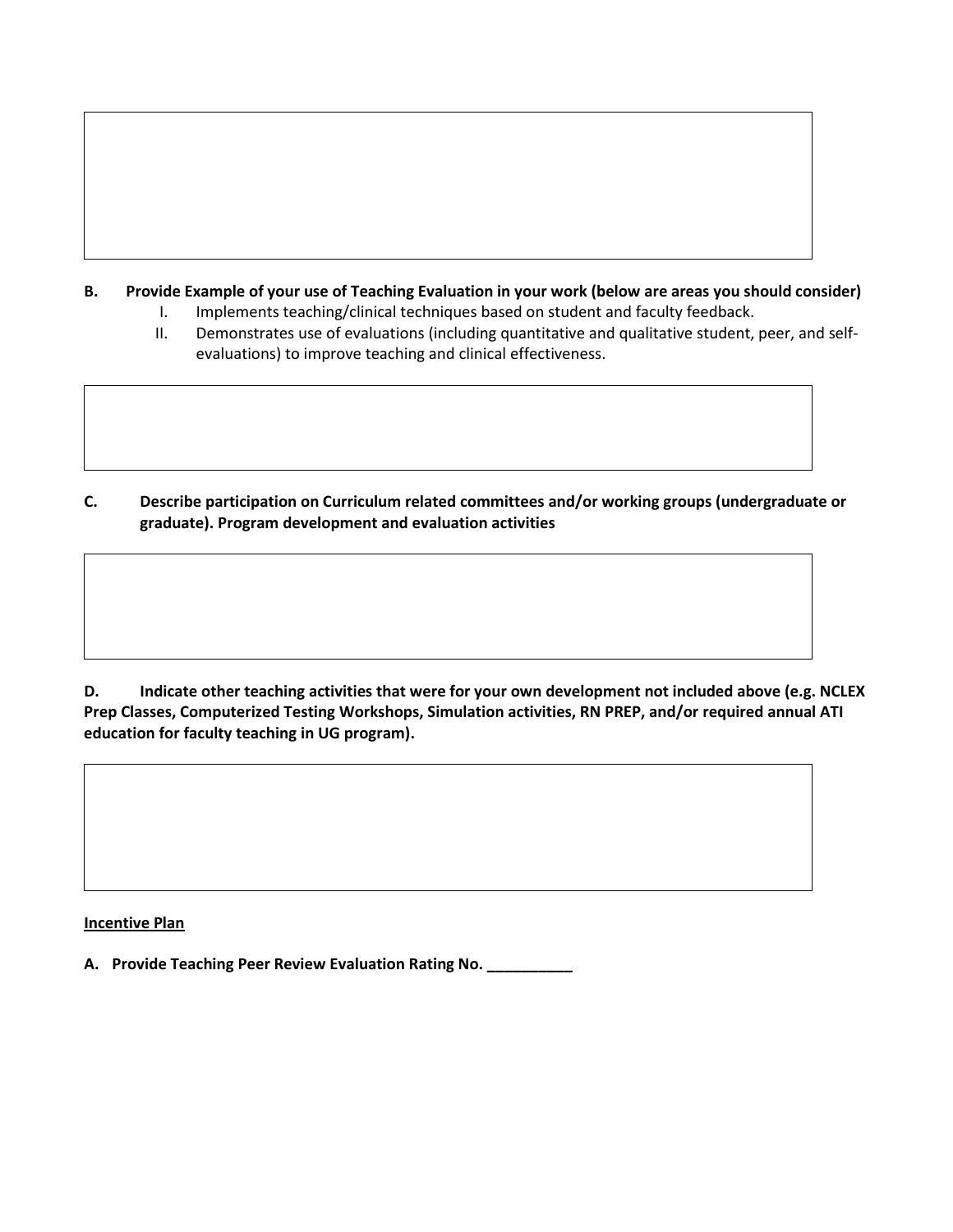**B. Provide Example of your use of Teaching Evaluation in your work (below are areas you should consider)**

I. Implements teaching/clinical techniques based on student and faculty feedback.

II. Demonstrates use of evaluations (including quantitative and qualitative student, peer, and self-evaluations) to improve teaching and clinical effectiveness.

**C. Describe participation on Curriculum related committees and/or working groups (undergraduate or graduate). Program development and evaluation activities**

**D. Indicate other teaching activities that were for your own development not included above (e.g. NCLEX Prep Classes, Computerized Testing Workshops, Simulation activities, RN PREP, and/or required annual ATI education for faculty teaching in UG program).**

**Incentive Plan**

**A. Provide Teaching Peer Review Evaluation Rating No. __________**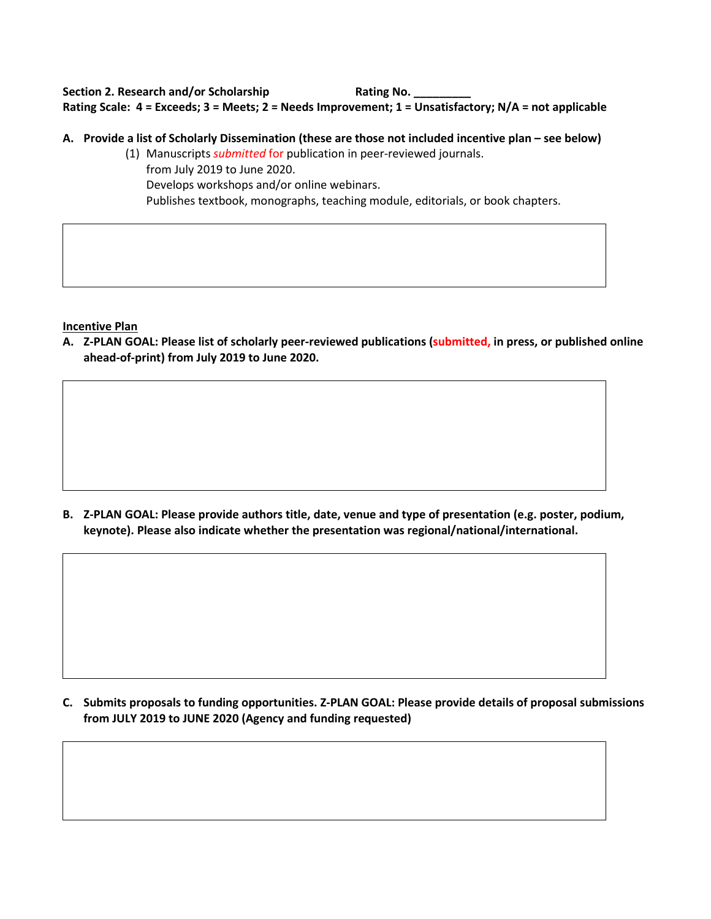**Section 2. Research and/or Scholarship** **Rating No. _________**

**Rating Scale: 4 = Exceeds; 3 = Meets; 2 = Needs Improvement; 1 = Unsatisfactory; N/A = not applicable**

**A. Provide a list of Scholarly Dissemination (these are those not included incentive plan – see below)**

(1) Manuscripts *submitted* for publication in peer-reviewed journals.
from July 2019 to June 2020.
Develops workshops and/or online webinars.
Publishes textbook, monographs, teaching module, editorials, or book chapters.

|   |
|---|
|   |

**Incentive Plan**

**A. Z-PLAN GOAL: Please list of scholarly peer-reviewed publications (submitted, in press, or published online ahead-of-print) from July 2019 to June 2020.**

|   |
|---|
|   |

**B. Z-PLAN GOAL: Please provide authors title, date, venue and type of presentation (e.g. poster, podium, keynote). Please also indicate whether the presentation was regional/national/international.**

|   |
|---|
|   |

**C. Submits proposals to funding opportunities. Z-PLAN GOAL: Please provide details of proposal submissions from JULY 2019 to JUNE 2020 (Agency and funding requested)**

|   |
|---|
|   |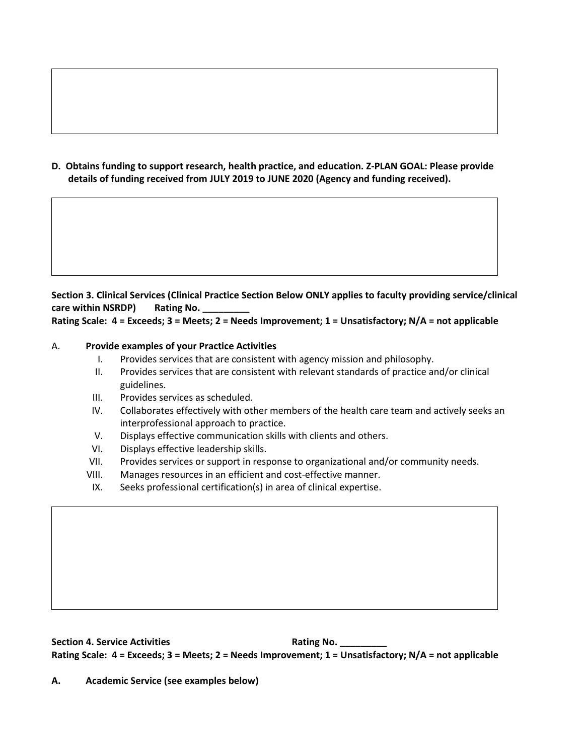**D. Obtains funding to support research, health practice, and education. Z-PLAN GOAL: Please provide details of funding received from JULY 2019 to JUNE 2020 (Agency and funding received).**

**Section 3. Clinical Services (Clinical Practice Section Below ONLY applies to faculty providing service/clinical care within NSRDP)     Rating No. _________**

**Rating Scale: 4 = Exceeds; 3 = Meets; 2 = Needs Improvement; 1 = Unsatisfactory; N/A = not applicable**

A. **Provide examples of your Practice Activities**

I. Provides services that are consistent with agency mission and philosophy.
II. Provides services that are consistent with relevant standards of practice and/or clinical guidelines.
III. Provides services as scheduled.
IV. Collaborates effectively with other members of the health care team and actively seeks an interprofessional approach to practice.
V. Displays effective communication skills with clients and others.
VI. Displays effective leadership skills.
VII. Provides services or support in response to organizational and/or community needs.
VIII. Manages resources in an efficient and cost-effective manner.
IX. Seeks professional certification(s) in area of clinical expertise.

**Section 4. Service Activities     Rating No. _________**

**Rating Scale: 4 = Exceeds; 3 = Meets; 2 = Needs Improvement; 1 = Unsatisfactory; N/A = not applicable**

**A. Academic Service (see examples below)**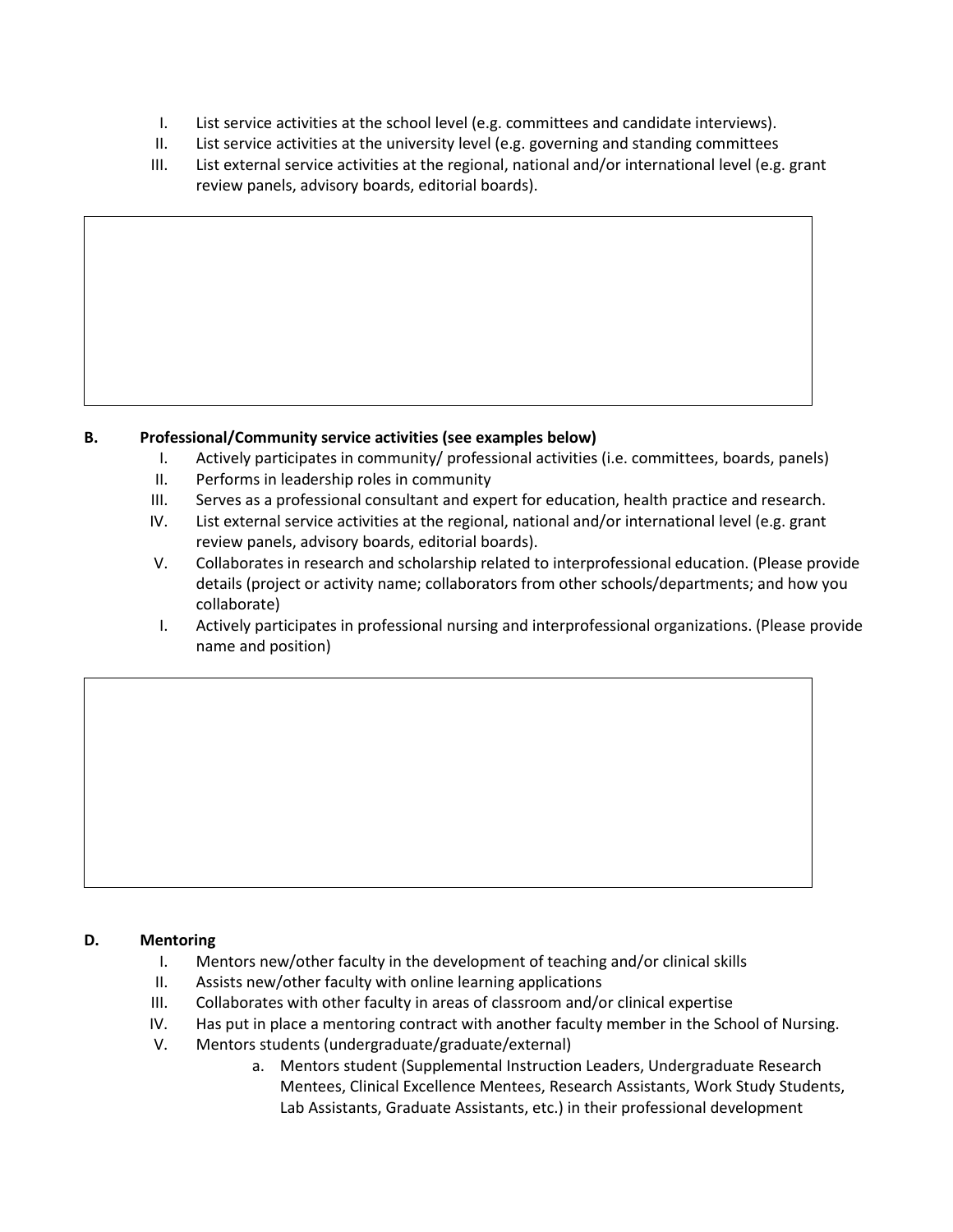I. List service activities at the school level (e.g. committees and candidate interviews).
II. List service activities at the university level (e.g. governing and standing committees
III. List external service activities at the regional, national and/or international level (e.g. grant review panels, advisory boards, editorial boards).

**B. Professional/Community service activities (see examples below)**

I. Actively participates in community/ professional activities (i.e. committees, boards, panels)
II. Performs in leadership roles in community
III. Serves as a professional consultant and expert for education, health practice and research.
IV. List external service activities at the regional, national and/or international level (e.g. grant review panels, advisory boards, editorial boards).
V. Collaborates in research and scholarship related to interprofessional education. (Please provide details (project or activity name; collaborators from other schools/departments; and how you collaborate)
I. Actively participates in professional nursing and interprofessional organizations. (Please provide name and position)

**D. Mentoring**

I. Mentors new/other faculty in the development of teaching and/or clinical skills
II. Assists new/other faculty with online learning applications
III. Collaborates with other faculty in areas of classroom and/or clinical expertise
IV. Has put in place a mentoring contract with another faculty member in the School of Nursing.
V. Mentors students (undergraduate/graduate/external)
    a. Mentors student (Supplemental Instruction Leaders, Undergraduate Research Mentees, Clinical Excellence Mentees, Research Assistants, Work Study Students, Lab Assistants, Graduate Assistants, etc.) in their professional development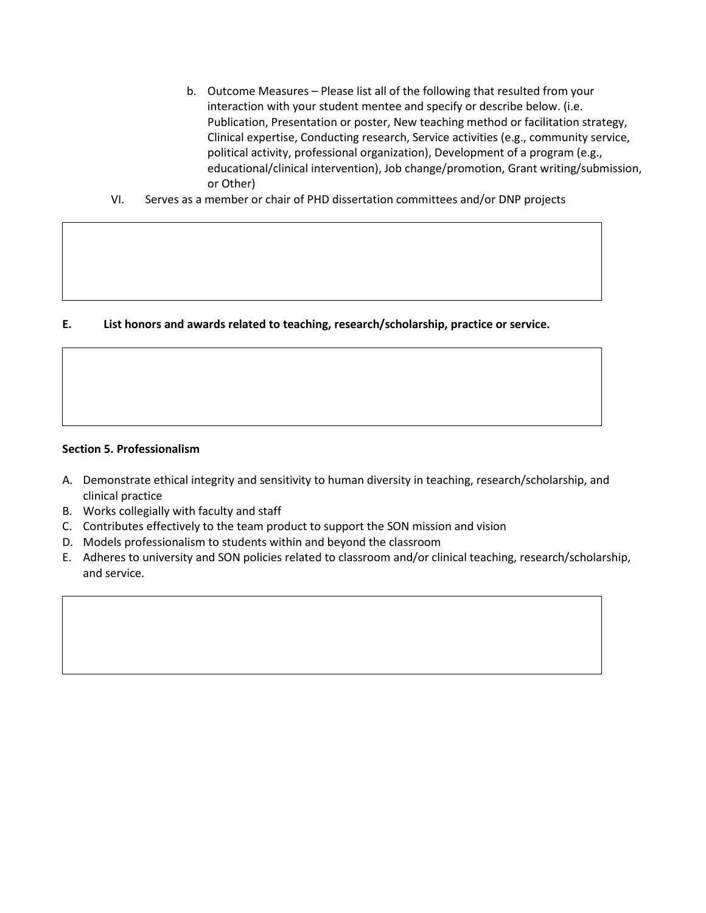b. Outcome Measures – Please list all of the following that resulted from your interaction with your student mentee and specify or describe below. (i.e. Publication, Presentation or poster, New teaching method or facilitation strategy, Clinical expertise, Conducting research, Service activities (e.g., community service, political activity, professional organization), Development of a program (e.g., educational/clinical intervention), Job change/promotion, Grant writing/submission, or Other)

VI. Serves as a member or chair of PHD dissertation committees and/or DNP projects

**E. List honors and awards related to teaching, research/scholarship, practice or service.**

**Section 5. Professionalism**

A. Demonstrate ethical integrity and sensitivity to human diversity in teaching, research/scholarship, and clinical practice
B. Works collegially with faculty and staff
C. Contributes effectively to the team product to support the SON mission and vision
D. Models professionalism to students within and beyond the classroom
E. Adheres to university and SON policies related to classroom and/or clinical teaching, research/scholarship, and service.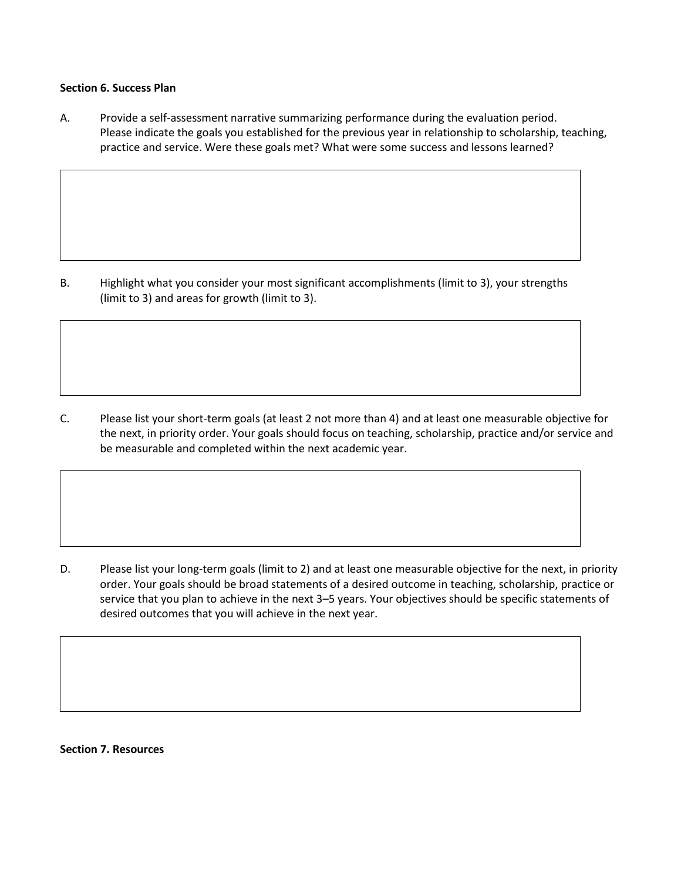**Section 6. Success Plan**

A. Provide a self-assessment narrative summarizing performance during the evaluation period. Please indicate the goals you established for the previous year in relationship to scholarship, teaching, practice and service. Were these goals met? What were some success and lessons learned?

| |
|---|
| |

B. Highlight what you consider your most significant accomplishments (limit to 3), your strengths (limit to 3) and areas for growth (limit to 3).

| |
|---|
| |

C. Please list your short-term goals (at least 2 not more than 4) and at least one measurable objective for the next, in priority order. Your goals should focus on teaching, scholarship, practice and/or service and be measurable and completed within the next academic year.

| |
|---|
| |

D. Please list your long-term goals (limit to 2) and at least one measurable objective for the next, in priority order. Your goals should be broad statements of a desired outcome in teaching, scholarship, practice or service that you plan to achieve in the next 3–5 years. Your objectives should be specific statements of desired outcomes that you will achieve in the next year.

| |
|---|
| |

**Section 7. Resources**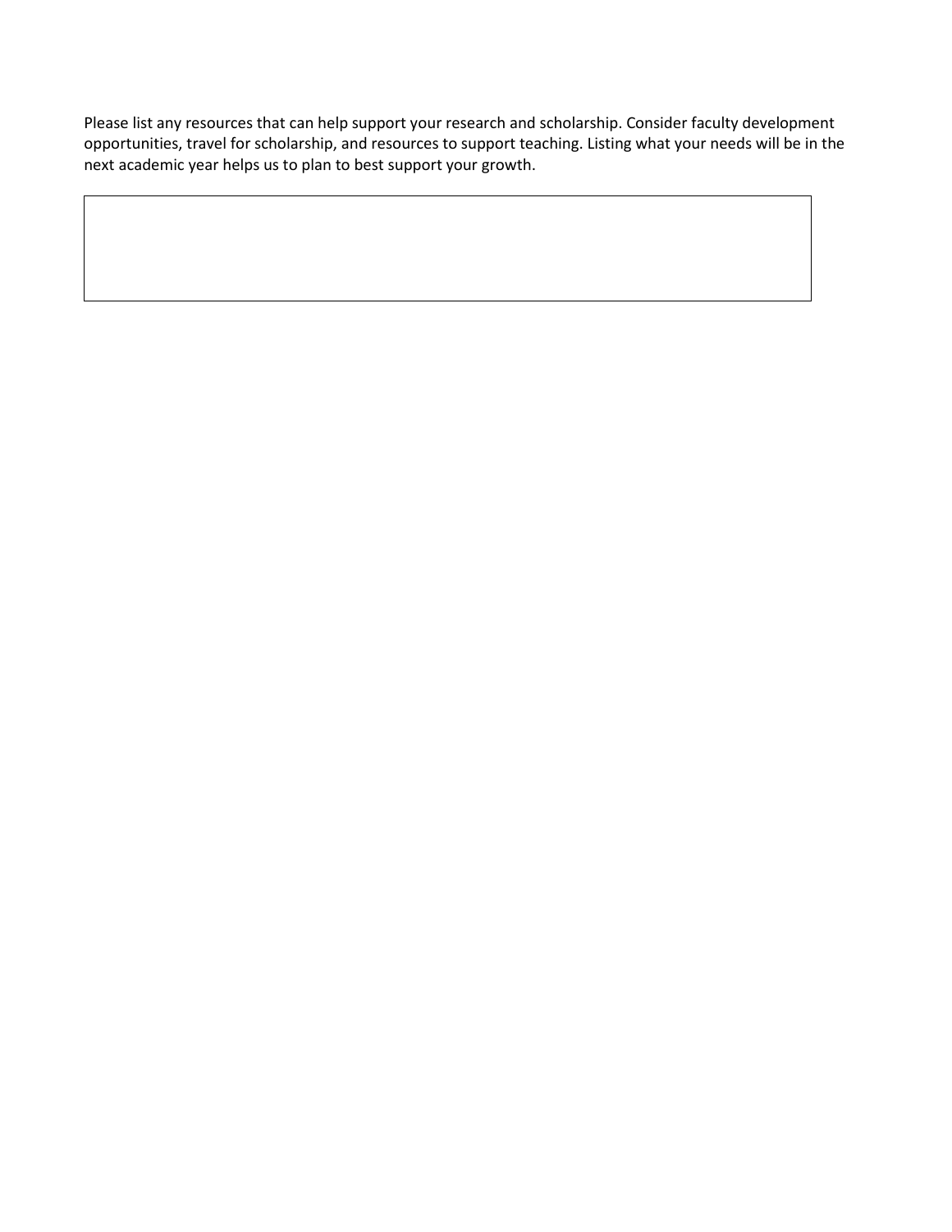Please list any resources that can help support your research and scholarship. Consider faculty development opportunities, travel for scholarship, and resources to support teaching. Listing what your needs will be in the next academic year helps us to plan to best support your growth.

| |
|---|
| |